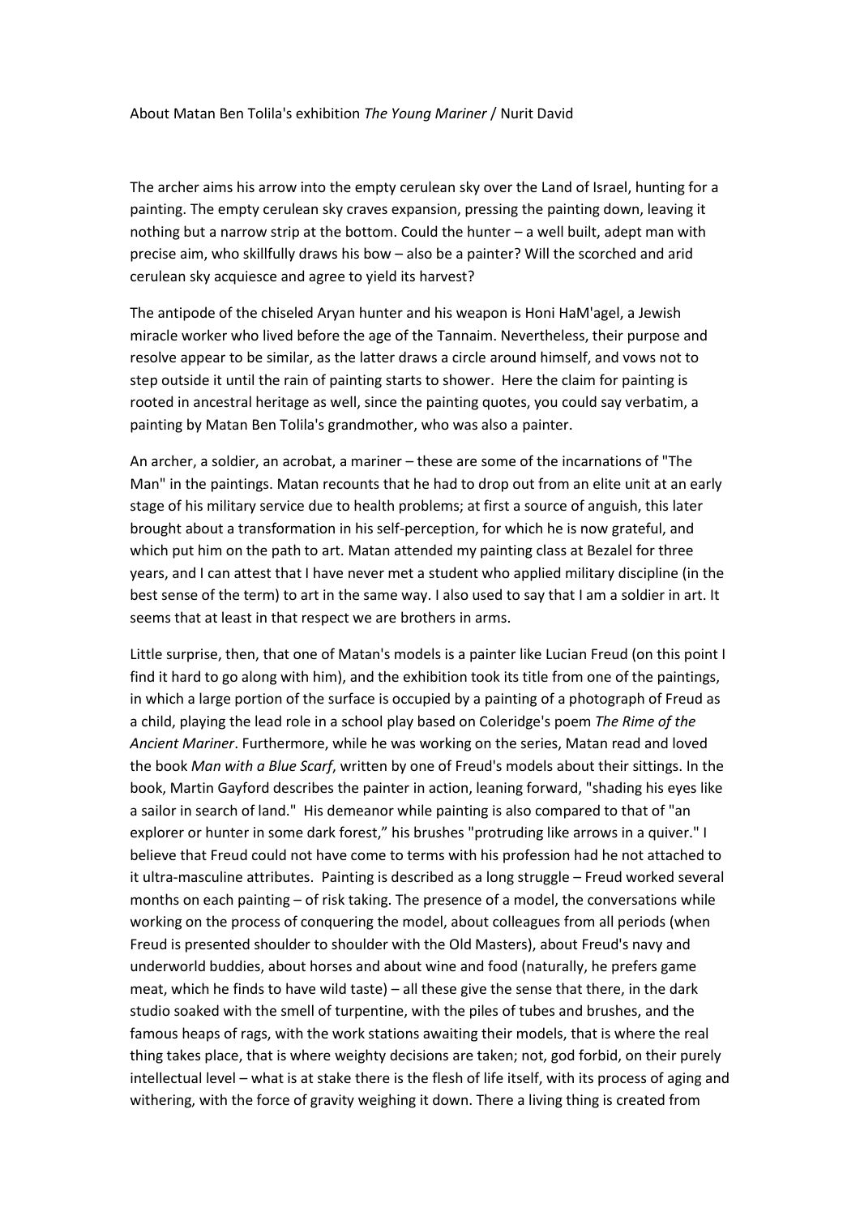About Matan Ben Tolila's exhibition *The Young Mariner* / Nurit David

The archer aims his arrow into the empty cerulean sky over the Land of Israel, hunting for a painting. The empty cerulean sky craves expansion, pressing the painting down, leaving it nothing but a narrow strip at the bottom. Could the hunter – a well built, adept man with precise aim, who skillfully draws his bow – also be a painter? Will the scorched and arid cerulean sky acquiesce and agree to yield its harvest?

The antipode of the chiseled Aryan hunter and his weapon is Honi HaM'agel, a Jewish miracle worker who lived before the age of the Tannaim. Nevertheless, their purpose and resolve appear to be similar, as the latter draws a circle around himself, and vows not to step outside it until the rain of painting starts to shower. Here the claim for painting is rooted in ancestral heritage as well, since the painting quotes, you could say verbatim, a painting by Matan Ben Tolila's grandmother, who was also a painter.

An archer, a soldier, an acrobat, a mariner – these are some of the incarnations of "The Man" in the paintings. Matan recounts that he had to drop out from an elite unit at an early stage of his military service due to health problems; at first a source of anguish, this later brought about a transformation in his self-perception, for which he is now grateful, and which put him on the path to art. Matan attended my painting class at Bezalel for three years, and I can attest that I have never met a student who applied military discipline (in the best sense of the term) to art in the same way. I also used to say that I am a soldier in art. It seems that at least in that respect we are brothers in arms.

Little surprise, then, that one of Matan's models is a painter like Lucian Freud (on this point I find it hard to go along with him), and the exhibition took its title from one of the paintings, in which a large portion of the surface is occupied by a painting of a photograph of Freud as a child, playing the lead role in a school play based on Coleridge's poem *The Rime of the Ancient Mariner*. Furthermore, while he was working on the series, Matan read and loved the book *Man with a Blue Scarf*, written by one of Freud's models about their sittings. In the book, Martin Gayford describes the painter in action, leaning forward, "shading his eyes like a sailor in search of land." His demeanor while painting is also compared to that of "an explorer or hunter in some dark forest," his brushes "protruding like arrows in a quiver." I believe that Freud could not have come to terms with his profession had he not attached to it ultra-masculine attributes. Painting is described as a long struggle – Freud worked several months on each painting – of risk taking. The presence of a model, the conversations while working on the process of conquering the model, about colleagues from all periods (when Freud is presented shoulder to shoulder with the Old Masters), about Freud's navy and underworld buddies, about horses and about wine and food (naturally, he prefers game meat, which he finds to have wild taste) – all these give the sense that there, in the dark studio soaked with the smell of turpentine, with the piles of tubes and brushes, and the famous heaps of rags, with the work stations awaiting their models, that is where the real thing takes place, that is where weighty decisions are taken; not, god forbid, on their purely intellectual level – what is at stake there is the flesh of life itself, with its process of aging and withering, with the force of gravity weighing it down. There a living thing is created from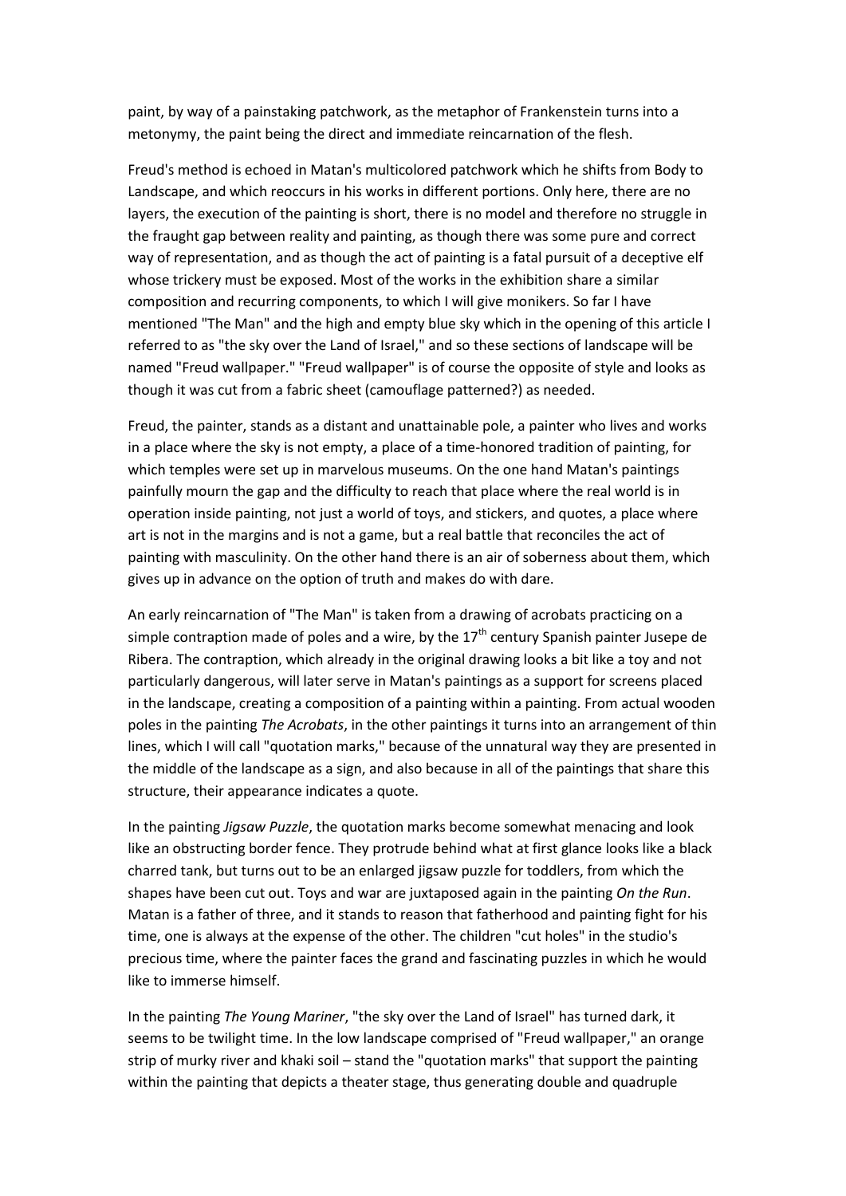paint, by way of a painstaking patchwork, as the metaphor of Frankenstein turns into a metonymy, the paint being the direct and immediate reincarnation of the flesh.

Freud's method is echoed in Matan's multicolored patchwork which he shifts from Body to Landscape, and which reoccurs in his works in different portions. Only here, there are no layers, the execution of the painting is short, there is no model and therefore no struggle in the fraught gap between reality and painting, as though there was some pure and correct way of representation, and as though the act of painting is a fatal pursuit of a deceptive elf whose trickery must be exposed. Most of the works in the exhibition share a similar composition and recurring components, to which I will give monikers. So far I have mentioned "The Man" and the high and empty blue sky which in the opening of this article I referred to as "the sky over the Land of Israel," and so these sections of landscape will be named "Freud wallpaper." "Freud wallpaper" is of course the opposite of style and looks as though it was cut from a fabric sheet (camouflage patterned?) as needed.

Freud, the painter, stands as a distant and unattainable pole, a painter who lives and works in a place where the sky is not empty, a place of a time-honored tradition of painting, for which temples were set up in marvelous museums. On the one hand Matan's paintings painfully mourn the gap and the difficulty to reach that place where the real world is in operation inside painting, not just a world of toys, and stickers, and quotes, a place where art is not in the margins and is not a game, but a real battle that reconciles the act of painting with masculinity. On the other hand there is an air of soberness about them, which gives up in advance on the option of truth and makes do with dare.

An early reincarnation of "The Man" is taken from a drawing of acrobats practicing on a simple contraption made of poles and a wire, by the 17th century Spanish painter Jusepe de Ribera. The contraption, which already in the original drawing looks a bit like a toy and not particularly dangerous, will later serve in Matan's paintings as a support for screens placed in the landscape, creating a composition of a painting within a painting. From actual wooden poles in the painting *The Acrobats*, in the other paintings it turns into an arrangement of thin lines, which I will call "quotation marks," because of the unnatural way they are presented in the middle of the landscape as a sign, and also because in all of the paintings that share this structure, their appearance indicates a quote.

In the painting *Jigsaw Puzzle*, the quotation marks become somewhat menacing and look like an obstructing border fence. They protrude behind what at first glance looks like a black charred tank, but turns out to be an enlarged jigsaw puzzle for toddlers, from which the shapes have been cut out. Toys and war are juxtaposed again in the painting *On the Run*. Matan is a father of three, and it stands to reason that fatherhood and painting fight for his time, one is always at the expense of the other. The children "cut holes" in the studio's precious time, where the painter faces the grand and fascinating puzzles in which he would like to immerse himself.

In the painting *The Young Mariner*, "the sky over the Land of Israel" has turned dark, it seems to be twilight time. In the low landscape comprised of "Freud wallpaper," an orange strip of murky river and khaki soil – stand the "quotation marks" that support the painting within the painting that depicts a theater stage, thus generating double and quadruple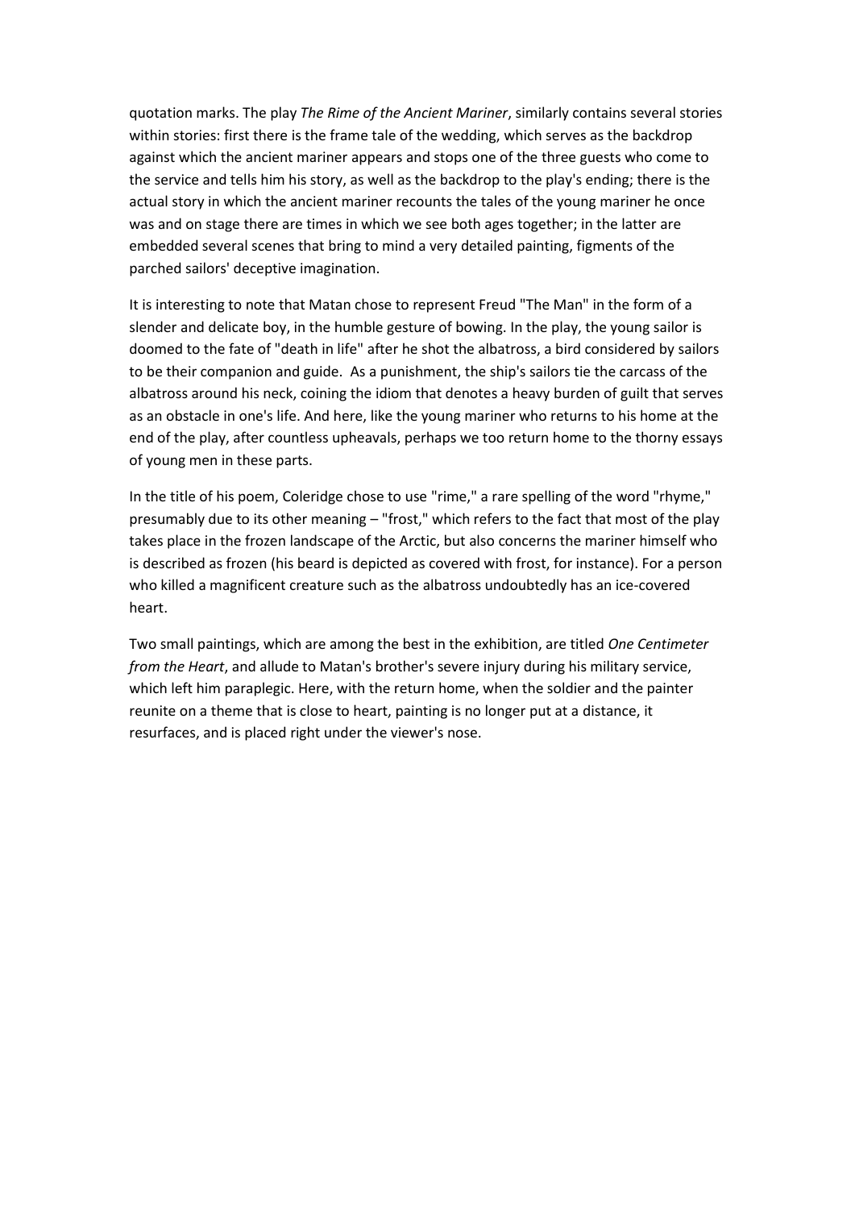quotation marks. The play *The Rime of the Ancient Mariner*, similarly contains several stories within stories: first there is the frame tale of the wedding, which serves as the backdrop against which the ancient mariner appears and stops one of the three guests who come to the service and tells him his story, as well as the backdrop to the play's ending; there is the actual story in which the ancient mariner recounts the tales of the young mariner he once was and on stage there are times in which we see both ages together; in the latter are embedded several scenes that bring to mind a very detailed painting, figments of the parched sailors' deceptive imagination.

It is interesting to note that Matan chose to represent Freud "The Man" in the form of a slender and delicate boy, in the humble gesture of bowing. In the play, the young sailor is doomed to the fate of "death in life" after he shot the albatross, a bird considered by sailors to be their companion and guide. As a punishment, the ship's sailors tie the carcass of the albatross around his neck, coining the idiom that denotes a heavy burden of guilt that serves as an obstacle in one's life. And here, like the young mariner who returns to his home at the end of the play, after countless upheavals, perhaps we too return home to the thorny essays of young men in these parts.

In the title of his poem, Coleridge chose to use "rime," a rare spelling of the word "rhyme," presumably due to its other meaning – "frost," which refers to the fact that most of the play takes place in the frozen landscape of the Arctic, but also concerns the mariner himself who is described as frozen (his beard is depicted as covered with frost, for instance). For a person who killed a magnificent creature such as the albatross undoubtedly has an ice-covered heart.

Two small paintings, which are among the best in the exhibition, are titled *One Centimeter from the Heart*, and allude to Matan's brother's severe injury during his military service, which left him paraplegic. Here, with the return home, when the soldier and the painter reunite on a theme that is close to heart, painting is no longer put at a distance, it resurfaces, and is placed right under the viewer's nose.